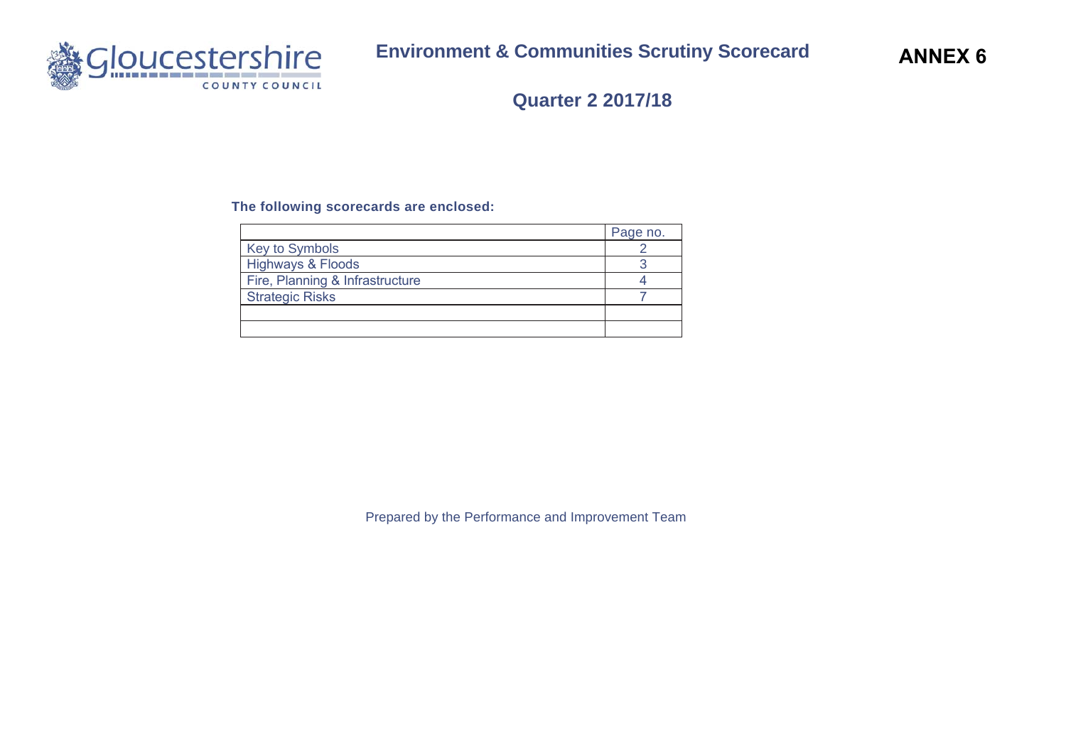Gloucestershire COUNTY COUNCIL

# Environment & Communities Scrutiny Scorecard

**ANNEX 6**

## Quarter 2 2017/18

**The following scorecards are enclosed:**

| | Page no. |
|---|---|
| Key to Symbols | 2 |
| Highways & Floods | 3 |
| Fire, Planning & Infrastructure | 4 |
| Strategic Risks | 7 |
| | |
| | |

Prepared by the Performance and Improvement Team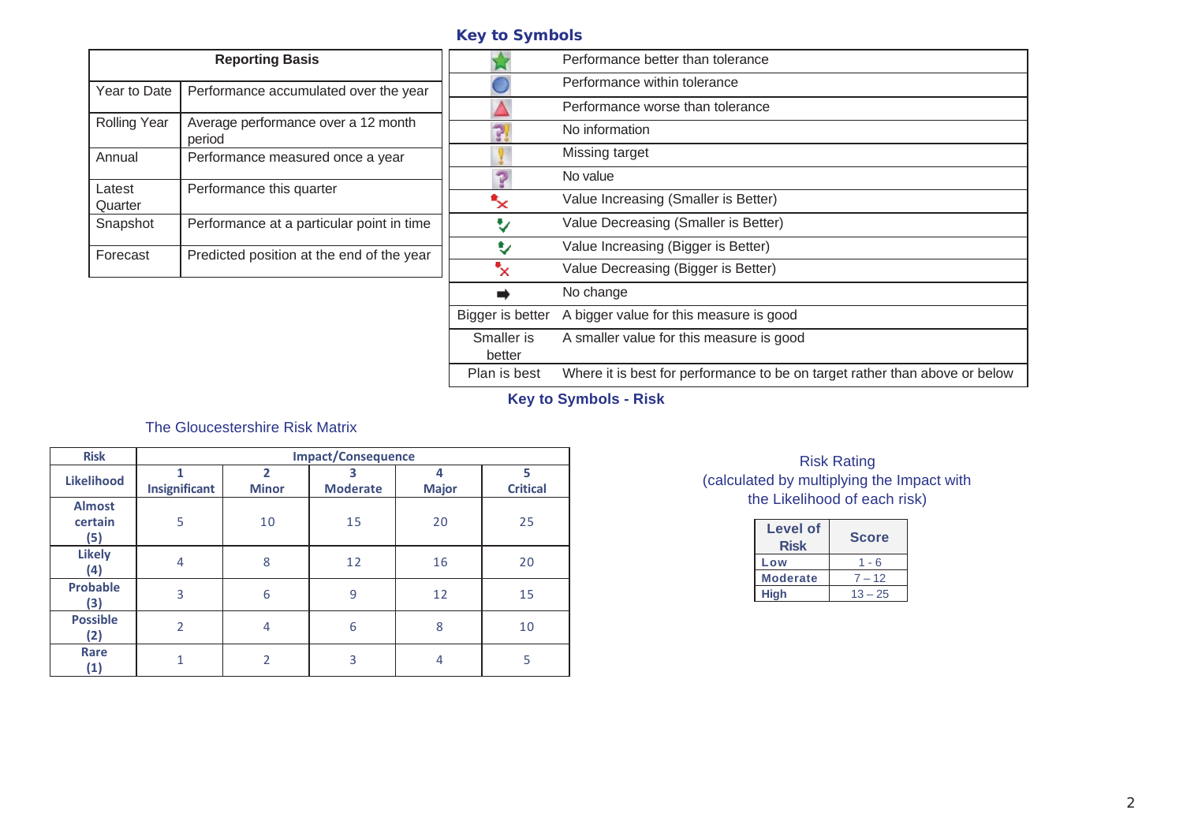| Reporting Basis | |
|---|---|
| Year to Date | Performance accumulated over the year |
| Rolling Year | Average performance over a 12 month period |
| Annual | Performance measured once a year |
| Latest Quarter | Performance this quarter |
| Snapshot | Performance at a particular point in time |
| Forecast | Predicted position at the end of the year |

## Key to Symbols

| | |
|---|---|
| | Performance better than tolerance |
| | Performance within tolerance |
| | Performance worse than tolerance |
| | No information |
| | Missing target |
| | No value |
| | Value Increasing (Smaller is Better) |
| | Value Decreasing (Smaller is Better) |
| | Value Increasing (Bigger is Better) |
| | Value Decreasing (Bigger is Better) |
| | No change |
| Bigger is better | A bigger value for this measure is good |
| Smaller is better | A smaller value for this measure is good |
| Plan is best | Where it is best for performance to be on target rather than above or below |

## Key to Symbols - Risk

### The Gloucestershire Risk Matrix

| Risk | Impact/Consequence | | | | |
|---|---|---|---|---|---|
| Likelihood | 1 Insignificant | 2 Minor | 3 Moderate | 4 Major | 5 Critical |
| Almost certain (5) | 5 | 10 | 15 | 20 | 25 |
| Likely (4) | 4 | 8 | 12 | 16 | 20 |
| Probable (3) | 3 | 6 | 9 | 12 | 15 |
| Possible (2) | 2 | 4 | 6 | 8 | 10 |
| Rare (1) | 1 | 2 | 3 | 4 | 5 |

### Risk Rating
(calculated by multiplying the Impact with the Likelihood of each risk)

| Level of Risk | Score |
|---|---|
| Low | 1 - 6 |
| Moderate | 7 – 12 |
| High | 13 – 25 |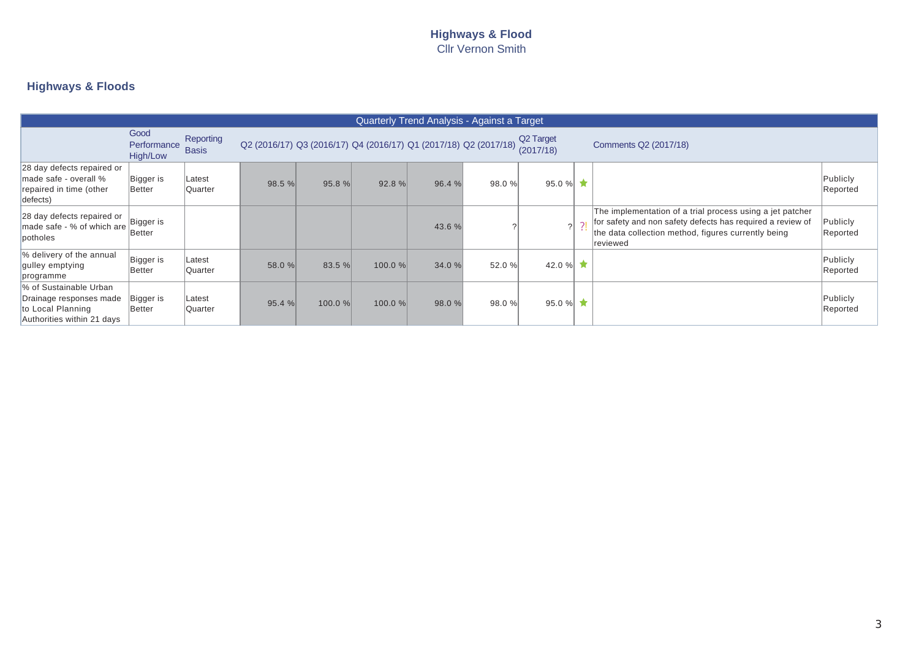## Highways & Flood

Cllr Vernon Smith

### Highways & Floods

| Quarterly Trend Analysis - Against a Target | | | | | | | | | | | | |
|---|---|---|---|---|---|---|---|---|---|---|---|---|
| | Good Performance High/Low | Reporting Basis | Q2 (2016/17) | Q3 (2016/17) | Q4 (2016/17) | Q1 (2017/18) | Q2 (2017/18) | Q2 Target (2017/18) | | Comments Q2 (2017/18) | |
| 28 day defects repaired or made safe - overall % repaired in time (other defects) | Bigger is Better | Latest Quarter | 98.5 % | 95.8 % | 92.8 % | 96.4 % | 98.0 % | 95.0 % | ★ | | Publicly Reported |
| 28 day defects repaired or made safe - % of which are potholes | Bigger is Better | | | | | 43.6 % | ? | ? | ?! | The implementation of a trial process using a jet patcher for safety and non safety defects has required a review of the data collection method, figures currently being reviewed | Publicly Reported |
| % delivery of the annual gulley emptying programme | Bigger is Better | Latest Quarter | 58.0 % | 83.5 % | 100.0 % | 34.0 % | 52.0 % | 42.0 % | ★ | | Publicly Reported |
| % of Sustainable Urban Drainage responses made to Local Planning Authorities within 21 days | Bigger is Better | Latest Quarter | 95.4 % | 100.0 % | 100.0 % | 98.0 % | 98.0 % | 95.0 % | ★ | | Publicly Reported |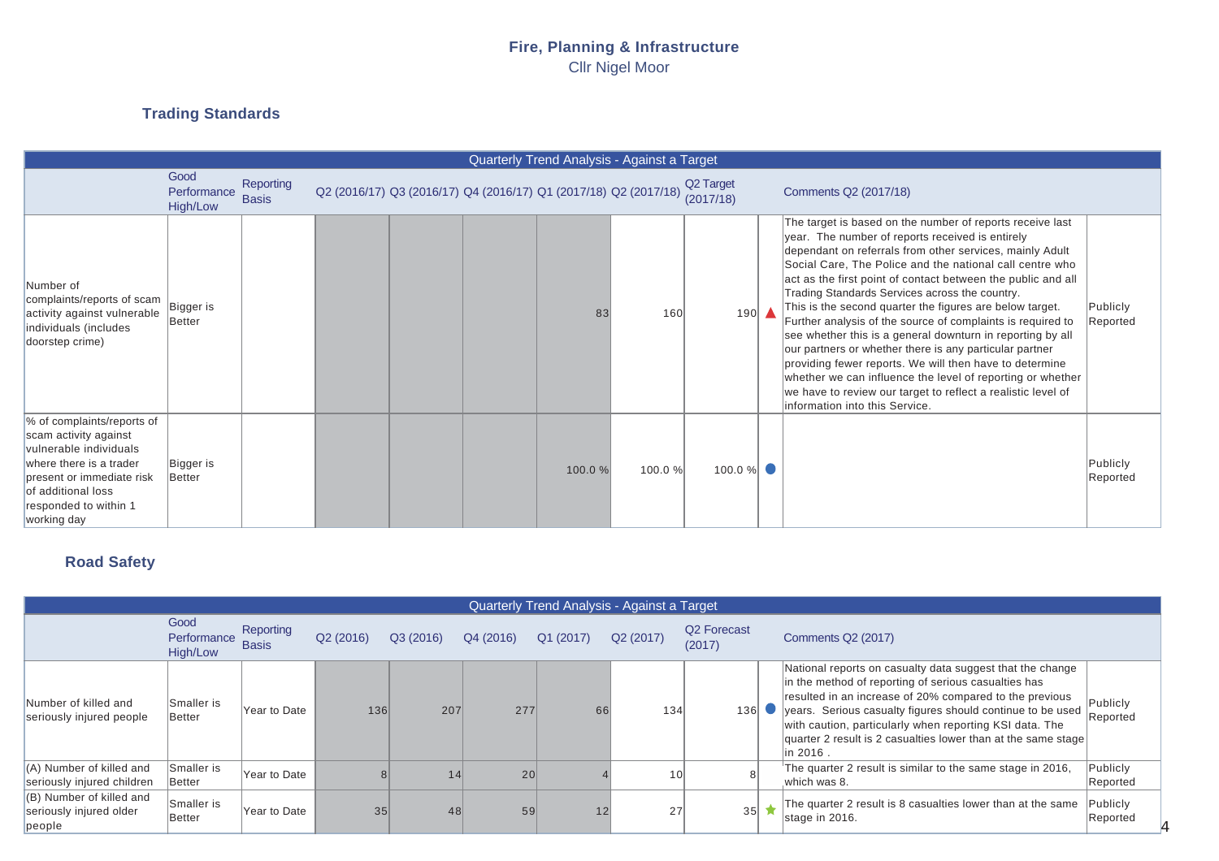## Fire, Planning & Infrastructure

Cllr Nigel Moor

### Trading Standards

| Quarterly Trend Analysis - Against a Target | | | | | | | | | | | | |
|---|---|---|---|---|---|---|---|---|---|---|---|---|
| | Good Performance High/Low | Reporting Basis | Q2 (2016/17) | Q3 (2016/17) | Q4 (2016/17) | Q1 (2017/18) | Q2 (2017/18) | Q2 Target (2017/18) | | Comments Q2 (2017/18) | |
| Number of complaints/reports of scam activity against vulnerable individuals (includes doorstep crime) | Bigger is Better | | | | | 83 | 160 | 190 | ▲ | The target is based on the number of reports receive last year. The number of reports received is entirely dependant on referrals from other services, mainly Adult Social Care, The Police and the national call centre who act as the first point of contact between the public and all Trading Standards Services across the country. This is the second quarter the figures are below target. Further analysis of the source of complaints is required to see whether this is a general downturn in reporting by all our partners or whether there is any particular partner providing fewer reports. We will then have to determine whether we can influence the level of reporting or whether we have to review our target to reflect a realistic level of information into this Service. | Publicly Reported |
| % of complaints/reports of scam activity against vulnerable individuals where there is a trader present or immediate risk of additional loss responded to within 1 working day | Bigger is Better | | | | | 100.0 % | 100.0 % | 100.0 % | ● | | Publicly Reported |

### Road Safety

| Quarterly Trend Analysis - Against a Target | | | | | | | | | | | |
|---|---|---|---|---|---|---|---|---|---|---|---|
| | Good Performance High/Low | Reporting Basis | Q2 (2016) | Q3 (2016) | Q4 (2016) | Q1 (2017) | Q2 (2017) | Q2 Forecast (2017) | | Comments Q2 (2017) | |
| Number of killed and seriously injured people | Smaller is Better | Year to Date | 136 | 207 | 277 | 66 | 134 | 136 | ● | National reports on casualty data suggest that the change in the method of reporting of serious casualties has resulted in an increase of 20% compared to the previous years. Serious casualty figures should continue to be used with caution, particularly when reporting KSI data. The quarter 2 result is 2 casualties lower than at the same stage in 2016 . | Publicly Reported |
| (A) Number of killed and seriously injured children | Smaller is Better | Year to Date | 8 | 14 | 20 | 4 | 10 | 8 | | The quarter 2 result is similar to the same stage in 2016, which was 8. | Publicly Reported |
| (B) Number of killed and seriously injured older people | Smaller is Better | Year to Date | 35 | 48 | 59 | 12 | 27 | 35 | ★ | The quarter 2 result is 8 casualties lower than at the same stage in 2016. | Publicly Reported |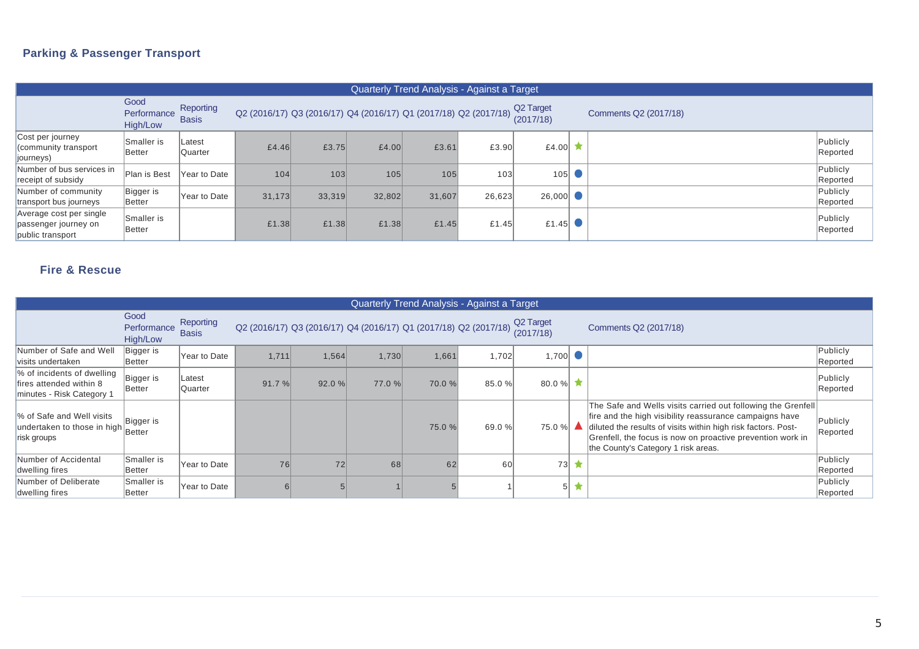## Parking & Passenger Transport

| Quarterly Trend Analysis - Against a Target | | | | | | | | | | | | |
|---|---|---|---|---|---|---|---|---|---|---|---|---|
| | Good Performance High/Low | Reporting Basis | Q2 (2016/17) | Q3 (2016/17) | Q4 (2016/17) | Q1 (2017/18) | Q2 (2017/18) | Q2 Target (2017/18) | | Comments Q2 (2017/18) | |
| Cost per journey (community transport journeys) | Smaller is Better | Latest Quarter | £4.46 | £3.75 | £4.00 | £3.61 | £3.90 | £4.00 | ★ | | Publicly Reported |
| Number of bus services in receipt of subsidy | Plan is Best | Year to Date | 104 | 103 | 105 | 105 | 103 | 105 | ● | | Publicly Reported |
| Number of community transport bus journeys | Bigger is Better | Year to Date | 31,173 | 33,319 | 32,802 | 31,607 | 26,623 | 26,000 | ● | | Publicly Reported |
| Average cost per single passenger journey on public transport | Smaller is Better | | £1.38 | £1.38 | £1.38 | £1.45 | £1.45 | £1.45 | ● | | Publicly Reported |

## Fire & Rescue

| Quarterly Trend Analysis - Against a Target | | | | | | | | | | | |
|---|---|---|---|---|---|---|---|---|---|---|---|
| | Good Performance High/Low | Reporting Basis | Q2 (2016/17) | Q3 (2016/17) | Q4 (2016/17) | Q1 (2017/18) | Q2 (2017/18) | Q2 Target (2017/18) | | Comments Q2 (2017/18) | |
| Number of Safe and Well visits undertaken | Bigger is Better | Year to Date | 1,711 | 1,564 | 1,730 | 1,661 | 1,702 | 1,700 | ● | | Publicly Reported |
| % of incidents of dwelling fires attended within 8 minutes - Risk Category 1 | Bigger is Better | Latest Quarter | 91.7 % | 92.0 % | 77.0 % | 70.0 % | 85.0 % | 80.0 % | ★ | | Publicly Reported |
| % of Safe and Well visits undertaken to those in high risk groups | Bigger is Better | | | | | 75.0 % | 69.0 % | 75.0 % | ▲ | The Safe and Wells visits carried out following the Grenfell fire and the high visibility reassurance campaigns have diluted the results of visits within high risk factors. Post-Grenfell, the focus is now on proactive prevention work in the County's Category 1 risk areas. | Publicly Reported |
| Number of Accidental dwelling fires | Smaller is Better | Year to Date | 76 | 72 | 68 | 62 | 60 | 73 | ★ | | Publicly Reported |
| Number of Deliberate dwelling fires | Smaller is Better | Year to Date | 6 | 5 | 1 | 5 | 1 | 5 | ★ | | Publicly Reported |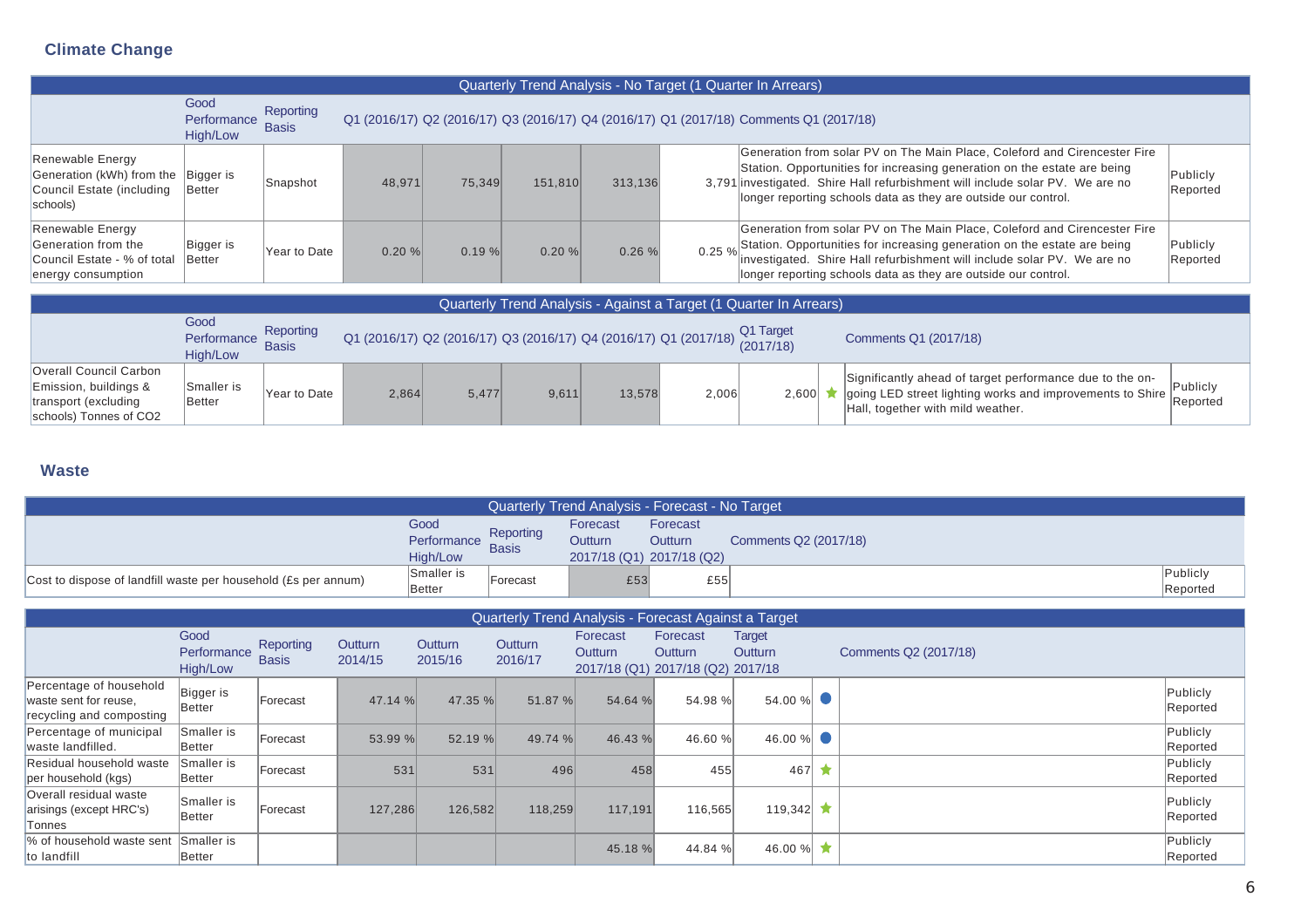## Climate Change

| Quarterly Trend Analysis - No Target (1 Quarter In Arrears) | | | | | | | | | |
|---|---|---|---|---|---|---|---|---|---|
| | Good Performance High/Low | Reporting Basis | Q1 (2016/17) | Q2 (2016/17) | Q3 (2016/17) | Q4 (2016/17) | Q1 (2017/18) | Comments Q1 (2017/18) | |
| Renewable Energy Generation (kWh) from the Council Estate (including schools) | Bigger is Better | Snapshot | 48,971 | 75,349 | 151,810 | 313,136 | 3,791 | Generation from solar PV on The Main Place, Coleford and Cirencester Fire Station. Opportunities for increasing generation on the estate are being investigated. Shire Hall refurbishment will include solar PV. We are no longer reporting schools data as they are outside our control. | Publicly Reported |
| Renewable Energy Generation from the Council Estate - % of total energy consumption | Bigger is Better | Year to Date | 0.20 % | 0.19 % | 0.20 % | 0.26 % | 0.25 % | Generation from solar PV on The Main Place, Coleford and Cirencester Fire Station. Opportunities for increasing generation on the estate are being investigated. Shire Hall refurbishment will include solar PV. We are no longer reporting schools data as they are outside our control. | Publicly Reported |

| Quarterly Trend Analysis - Against a Target (1 Quarter In Arrears) | | | | | | | | | | | |
|---|---|---|---|---|---|---|---|---|---|---|---|
| | Good Performance High/Low | Reporting Basis | Q1 (2016/17) | Q2 (2016/17) | Q3 (2016/17) | Q4 (2016/17) | Q1 (2017/18) | Q1 Target (2017/18) | | Comments Q1 (2017/18) | |
| Overall Council Carbon Emission, buildings & transport (excluding schools) Tonnes of CO2 | Smaller is Better | Year to Date | 2,864 | 5,477 | 9,611 | 13,578 | 2,006 | 2,600 | ★ | Significantly ahead of target performance due to the on-going LED street lighting works and improvements to Shire Hall, together with mild weather. | Publicly Reported |

## Waste

| Quarterly Trend Analysis - Forecast - No Target | | | | | | |
|---|---|---|---|---|---|---|
| | Good Performance High/Low | Reporting Basis | Forecast Outturn 2017/18 (Q1) | Forecast Outturn 2017/18 (Q2) | Comments Q2 (2017/18) | |
| Cost to dispose of landfill waste per household (£s per annum) | Smaller is Better | Forecast | £53 | £55 | | Publicly Reported |

| Quarterly Trend Analysis - Forecast Against a Target | | | | | | | | | | | |
|---|---|---|---|---|---|---|---|---|---|---|---|
| | Good Performance High/Low | Reporting Basis | Outturn 2014/15 | Outturn 2015/16 | Outturn 2016/17 | Forecast Outturn 2017/18 (Q1) | Forecast Outturn 2017/18 (Q2) | Target Outturn 2017/18 | | Comments Q2 (2017/18) | |
| Percentage of household waste sent for reuse, recycling and composting | Bigger is Better | Forecast | 47.14 % | 47.35 % | 51.87 % | 54.64 % | 54.98 % | 54.00 % | ● | | Publicly Reported |
| Percentage of municipal waste landfilled. | Smaller is Better | Forecast | 53.99 % | 52.19 % | 49.74 % | 46.43 % | 46.60 % | 46.00 % | ● | | Publicly Reported |
| Residual household waste per household (kgs) | Smaller is Better | Forecast | 531 | 531 | 496 | 458 | 455 | 467 | ★ | | Publicly Reported |
| Overall residual waste arisings (except HRC's) Tonnes | Smaller is Better | Forecast | 127,286 | 126,582 | 118,259 | 117,191 | 116,565 | 119,342 | ★ | | Publicly Reported |
| % of household waste sent to landfill | Smaller is Better | | | | | 45.18 % | 44.84 % | 46.00 % | ★ | | Publicly Reported |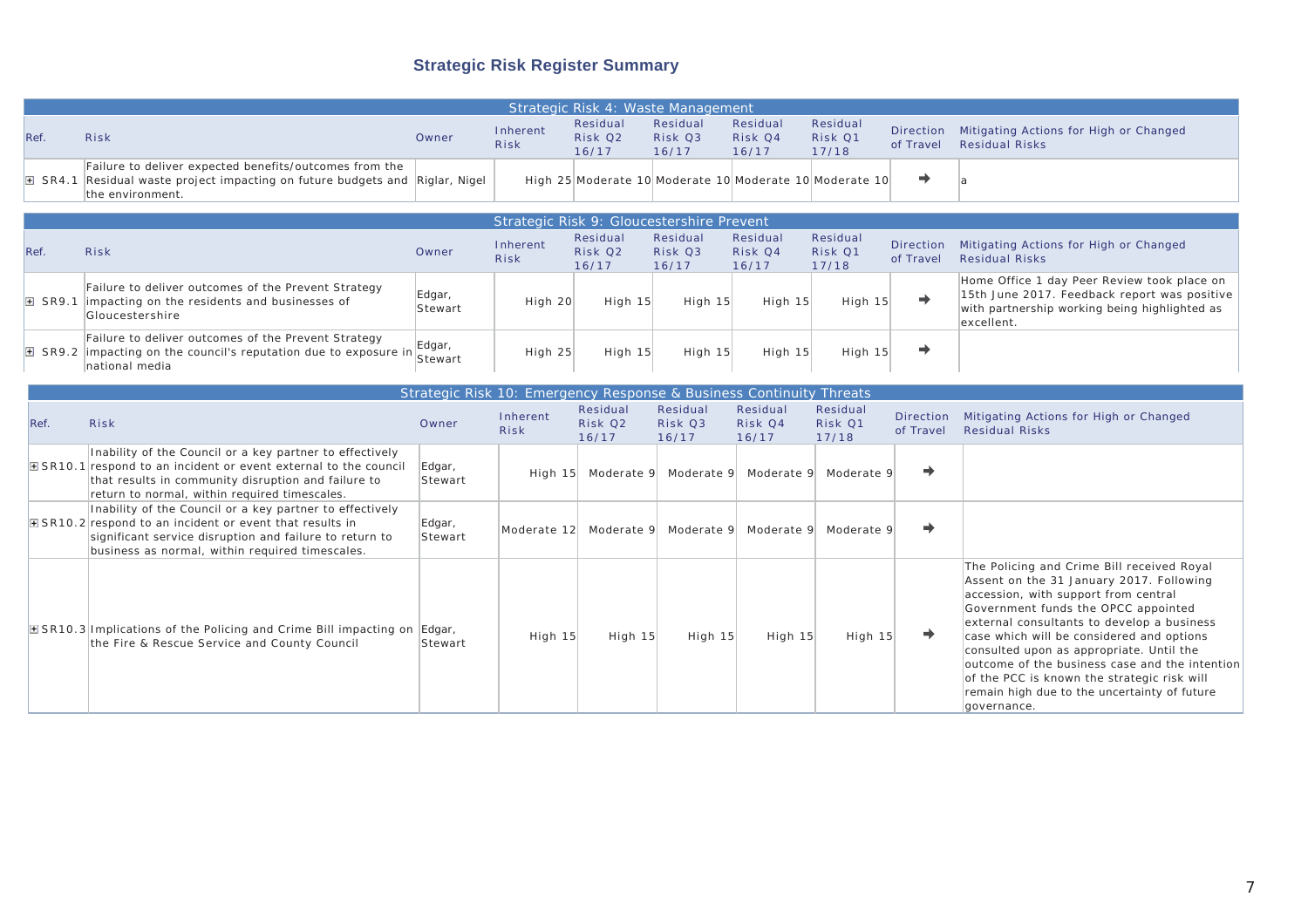# Strategic Risk Register Summary

| Strategic Risk 4: Waste Management | | | | | | | | | |
|---|---|---|---|---|---|---|---|---|---|
| Ref. | Risk | Owner | Inherent Risk | Residual Risk Q2 16/17 | Residual Risk Q3 16/17 | Residual Risk Q4 16/17 | Residual Risk Q1 17/18 | Direction of Travel | Mitigating Actions for High or Changed Residual Risks |
| ⊞ SR4.1 | Failure to deliver expected benefits/outcomes from the Residual waste project impacting on future budgets and the environment. | Riglar, Nigel | High 25 | Moderate 10 | Moderate 10 | Moderate 10 | Moderate 10 | ➡ | a |

| Strategic Risk 9: Gloucestershire Prevent | | | | | | | | | |
|---|---|---|---|---|---|---|---|---|---|
| Ref. | Risk | Owner | Inherent Risk | Residual Risk Q2 16/17 | Residual Risk Q3 16/17 | Residual Risk Q4 16/17 | Residual Risk Q1 17/18 | Direction of Travel | Mitigating Actions for High or Changed Residual Risks |
| ⊞ SR9.1 | Failure to deliver outcomes of the Prevent Strategy impacting on the residents and businesses of Gloucestershire | Edgar, Stewart | High 20 | High 15 | High 15 | High 15 | High 15 | ➡ | Home Office 1 day Peer Review took place on 15th June 2017. Feedback report was positive with partnership working being highlighted as excellent. |
| ⊞ SR9.2 | Failure to deliver outcomes of the Prevent Strategy impacting on the council's reputation due to exposure in national media | Edgar, Stewart | High 25 | High 15 | High 15 | High 15 | High 15 | ➡ | |

| Strategic Risk 10: Emergency Response & Business Continuity Threats | | | | | | | | | |
|---|---|---|---|---|---|---|---|---|---|
| Ref. | Risk | Owner | Inherent Risk | Residual Risk Q2 16/17 | Residual Risk Q3 16/17 | Residual Risk Q4 16/17 | Residual Risk Q1 17/18 | Direction of Travel | Mitigating Actions for High or Changed Residual Risks |
| ⊞ SR10.1 | Inability of the Council or a key partner to effectively respond to an incident or event external to the council that results in community disruption and failure to return to normal, within required timescales. | Edgar, Stewart | High 15 | Moderate 9 | Moderate 9 | Moderate 9 | Moderate 9 | ➡ | |
| ⊞ SR10.2 | Inability of the Council or a key partner to effectively respond to an incident or event that results in significant service disruption and failure to return to business as normal, within required timescales. | Edgar, Stewart | Moderate 12 | Moderate 9 | Moderate 9 | Moderate 9 | Moderate 9 | ➡ | |
| ⊞ SR10.3 | Implications of the Policing and Crime Bill impacting on the Fire & Rescue Service and County Council | Edgar, Stewart | High 15 | High 15 | High 15 | High 15 | High 15 | ➡ | The Policing and Crime Bill received Royal Assent on the 31 January 2017. Following accession, with support from central Government funds the OPCC appointed external consultants to develop a business case which will be considered and options consulted upon as appropriate. Until the outcome of the business case and the intention of the PCC is known the strategic risk will remain high due to the uncertainty of future governance. |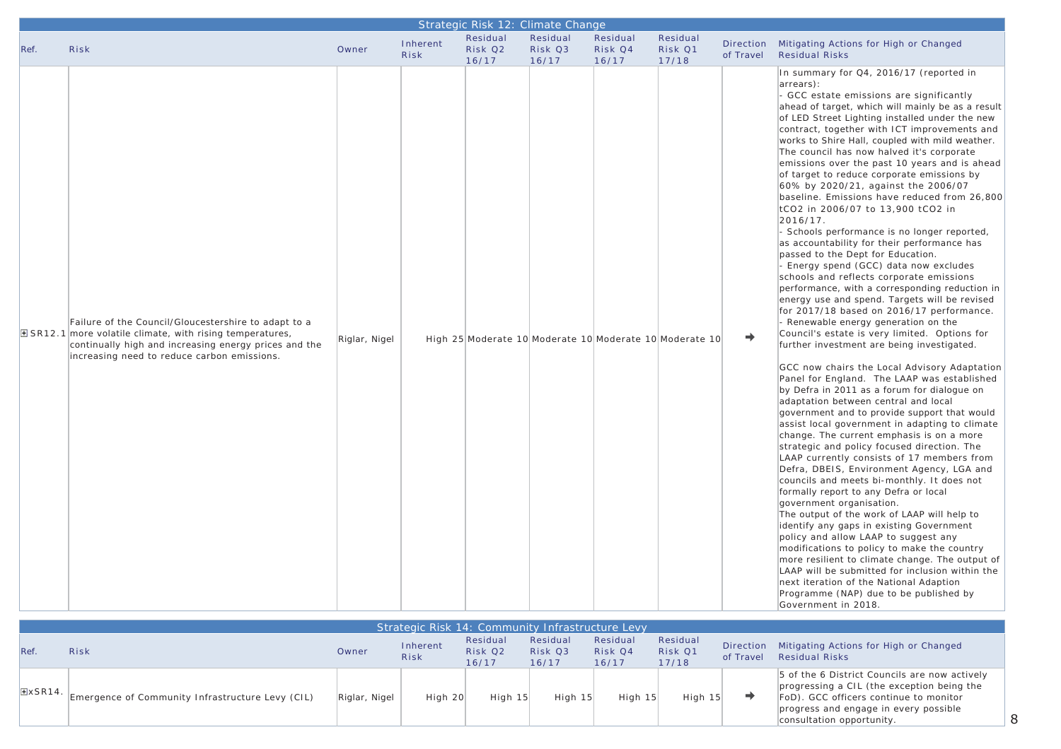## Strategic Risk 12: Climate Change

| Ref. | Risk | Owner | Inherent Risk | Residual Risk Q2 16/17 | Residual Risk Q3 16/17 | Residual Risk Q4 16/17 | Residual Risk Q1 17/18 | Direction of Travel | Mitigating Actions for High or Changed Residual Risks |
|---|---|---|---|---|---|---|---|---|---|
| ⊞SR12.1 | Failure of the Council/Gloucestershire to adapt to a more volatile climate, with rising temperatures, continually high and increasing energy prices and the increasing need to reduce carbon emissions. | Riglar, Nigel | | High 25 | Moderate 10 | Moderate 10 | Moderate 10 | Moderate 10 ➡ | In summary for Q4, 2016/17 (reported in arrears):<br>- GCC estate emissions are significantly ahead of target, which will mainly be as a result of LED Street Lighting installed under the new contract, together with ICT improvements and works to Shire Hall, coupled with mild weather. The council has now halved it's corporate emissions over the past 10 years and is ahead of target to reduce corporate emissions by 60% by 2020/21, against the 2006/07 baseline. Emissions have reduced from 26,800 tCO2 in 2006/07 to 13,900 tCO2 in 2016/17.<br>- Schools performance is no longer reported, as accountability for their performance has passed to the Dept for Education.<br>- Energy spend (GCC) data now excludes schools and reflects corporate emissions performance, with a corresponding reduction in energy use and spend. Targets will be revised for 2017/18 based on 2016/17 performance.<br>- Renewable energy generation on the Council's estate is very limited. Options for further investment are being investigated.<br><br>GCC now chairs the Local Advisory Adaptation Panel for England. The LAAP was established by Defra in 2011 as a forum for dialogue on adaptation between central and local government and to provide support that would assist local government in adapting to climate change. The current emphasis is on a more strategic and policy focused direction. The LAAP currently consists of 17 members from Defra, DBEIS, Environment Agency, LGA and councils and meets bi-monthly. It does not formally report to any Defra or local government organisation.<br>The output of the work of LAAP will help to identify any gaps in existing Government policy and allow LAAP to suggest any modifications to policy to make the country more resilient to climate change. The output of LAAP will be submitted for inclusion within the next iteration of the National Adaption Programme (NAP) due to be published by Government in 2018. |

## Strategic Risk 14: Community Infrastructure Levy

| Ref. | Risk | Owner | Inherent Risk | Residual Risk Q2 16/17 | Residual Risk Q3 16/17 | Residual Risk Q4 16/17 | Residual Risk Q1 17/18 | Direction of Travel | Mitigating Actions for High or Changed Residual Risks |
|---|---|---|---|---|---|---|---|---|---|
| ⊞xSR14. | Emergence of Community Infrastructure Levy (CIL) | Riglar, Nigel | High 20 | High 15 | High 15 | High 15 | High 15 | ➡ | 5 of the 6 District Councils are now actively progressing a CIL (the exception being the FoD). GCC officers continue to monitor progress and engage in every possible consultation opportunity. |